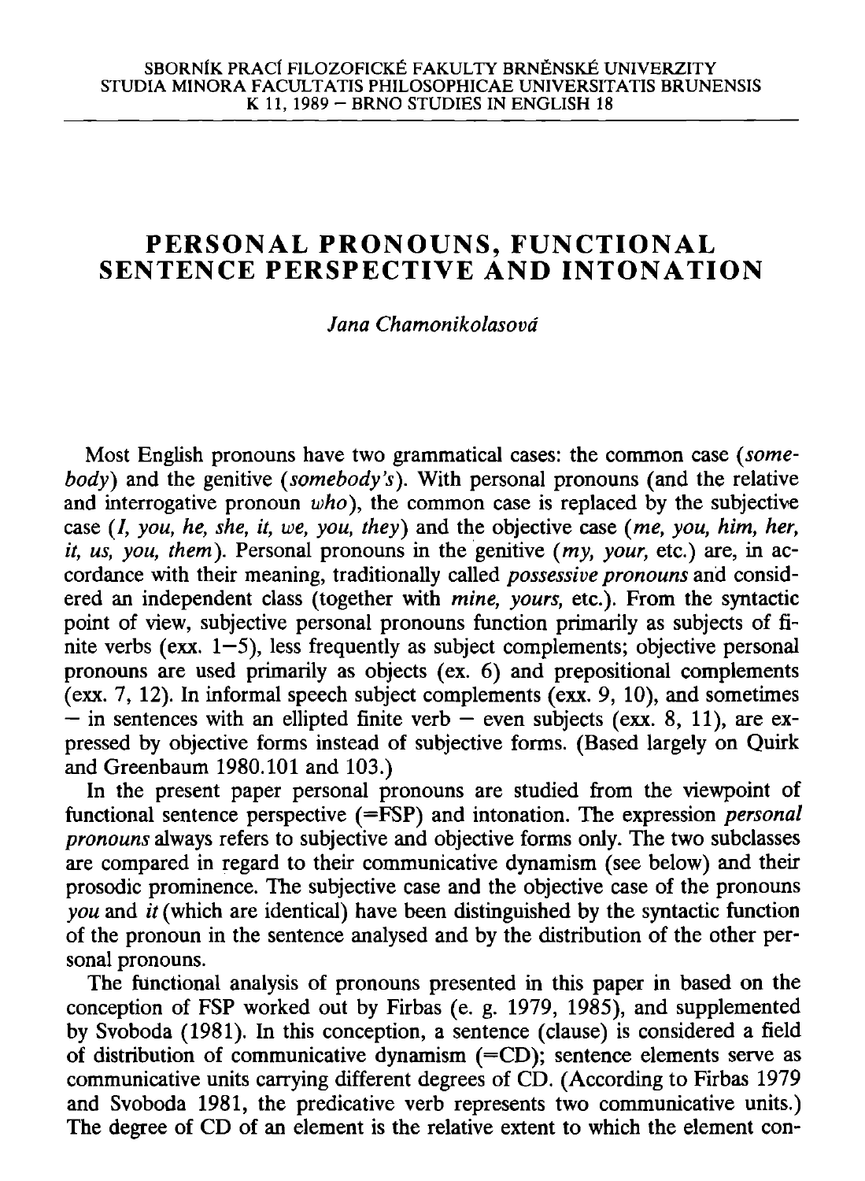# PERSONAL PRONOUNS, FUNCTIONAL SENTENCE PERSPECTIVE AND INTONATION

*Jana Chamonikolasová*

Most English pronouns have two grammatical cases: the common case (*somebody*) and the genitive (*somebody's*). With personal pronouns (and the relative and interrogative pronoun *who*), the common case is replaced by the subjective case (*I, you, he, she, it, we, you, they*) and the objective case (*me, you, him, her, it, us, you, them*). Personal pronouns in the genitive (*my, your,* etc.) are, in accordance with their meaning, traditionally called *possessive pronouns* and considered an independent class (together with *mine, yours,* etc.). From the syntactic point of view, subjective personal pronouns function primarily as subjects of finite verbs (exx. 1–5), less frequently as subject complements; objective personal pronouns are used primarily as objects (ex. 6) and prepositional complements (exx. 7, 12). In informal speech subject complements (exx. 9, 10), and sometimes – in sentences with an ellipted finite verb – even subjects (exx. 8, 11), are expressed by objective forms instead of subjective forms. (Based largely on Quirk and Greenbaum 1980.101 and 103.)

In the present paper personal pronouns are studied from the viewpoint of functional sentence perspective (=FSP) and intonation. The expression *personal pronouns* always refers to subjective and objective forms only. The two subclasses are compared in regard to their communicative dynamism (see below) and their prosodic prominence. The subjective case and the objective case of the pronouns *you* and *it* (which are identical) have been distinguished by the syntactic function of the pronoun in the sentence analysed and by the distribution of the other personal pronouns.

The functional analysis of pronouns presented in this paper in based on the conception of FSP worked out by Firbas (e. g. 1979, 1985), and supplemented by Svoboda (1981). In this conception, a sentence (clause) is considered a field of distribution of communicative dynamism (=CD); sentence elements serve as communicative units carrying different degrees of CD. (According to Firbas 1979 and Svoboda 1981, the predicative verb represents two communicative units.) The degree of CD of an element is the relative extent to which the element con-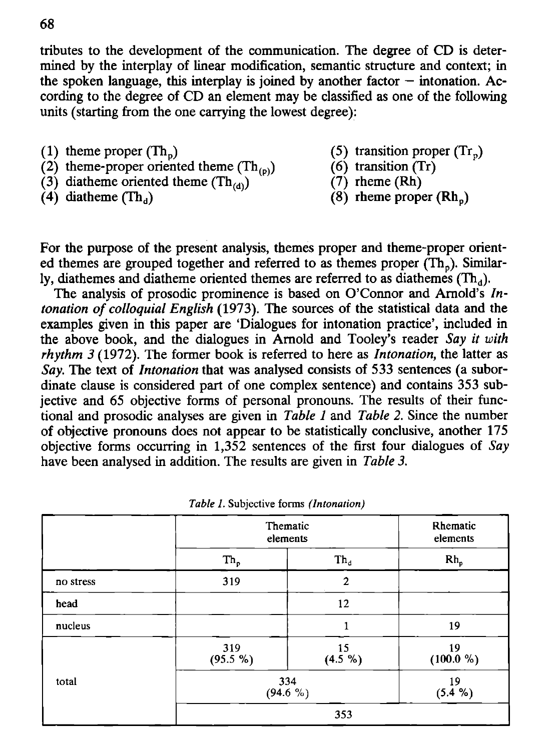tributes to the development of the communication. The degree of CD is determined by the interplay of linear modification, semantic structure and context; in the spoken language, this interplay is joined by another factor – intonation. According to the degree of CD an element may be classified as one of the following units (starting from the one carrying the lowest degree):

(1) theme proper ($Th_p$)
(2) theme-proper oriented theme ($Th_{(p)}$)
(3) diatheme oriented theme ($Th_{(d)}$)
(4) diatheme ($Th_d$)
(5) transition proper ($Tr_p$)
(6) transition (Tr)
(7) rheme (Rh)
(8) **rheme proper ($Rh_p$)**

For the purpose of the present analysis, themes proper and theme-proper oriented themes are grouped together and referred to as themes proper ($Th_p$). Similarly, diathemes and diatheme oriented themes are referred to as diathemes ($Th_d$).

The analysis of prosodic prominence is based on O'Connor and Arnold's *Intonation of colloquial English* (1973). The sources of the statistical data and the examples given in this paper are 'Dialogues for intonation practice', included in the above book, and the dialogues in Arnold and Tooley's reader *Say it with rhythm 3* (1972). The former book is referred to here as *Intonation*, the latter as *Say*. The text of *Intonation* that was analysed consists of 533 sentences (a subordinate clause is considered part of one complex sentence) and contains 353 subjective and 65 objective forms of personal pronouns. The results of their functional and prosodic analyses are given in *Table 1* and *Table 2*. Since the number of objective pronouns does not appear to be statistically conclusive, another 175 objective forms occurring in 1,352 sentences of the first four dialogues of *Say* have been analysed in addition. The results are given in *Table 3*.

*Table 1.* Subjective forms *(Intonation)*

| | Thematic elements | | Rhematic elements |
|---|---|---|---|
| | $Th_p$ | $Th_d$ | $Rh_p$ |
| no stress | 319 | 2 | |
| head | | 12 | |
| nucleus | | 1 | 19 |
| total | 319 (95.5 %) | 15 (4.5 %) | 19 (100.0 %) |
| | 334 (94.6 %) | | 19 (5.4 %) |
| | 353 | | |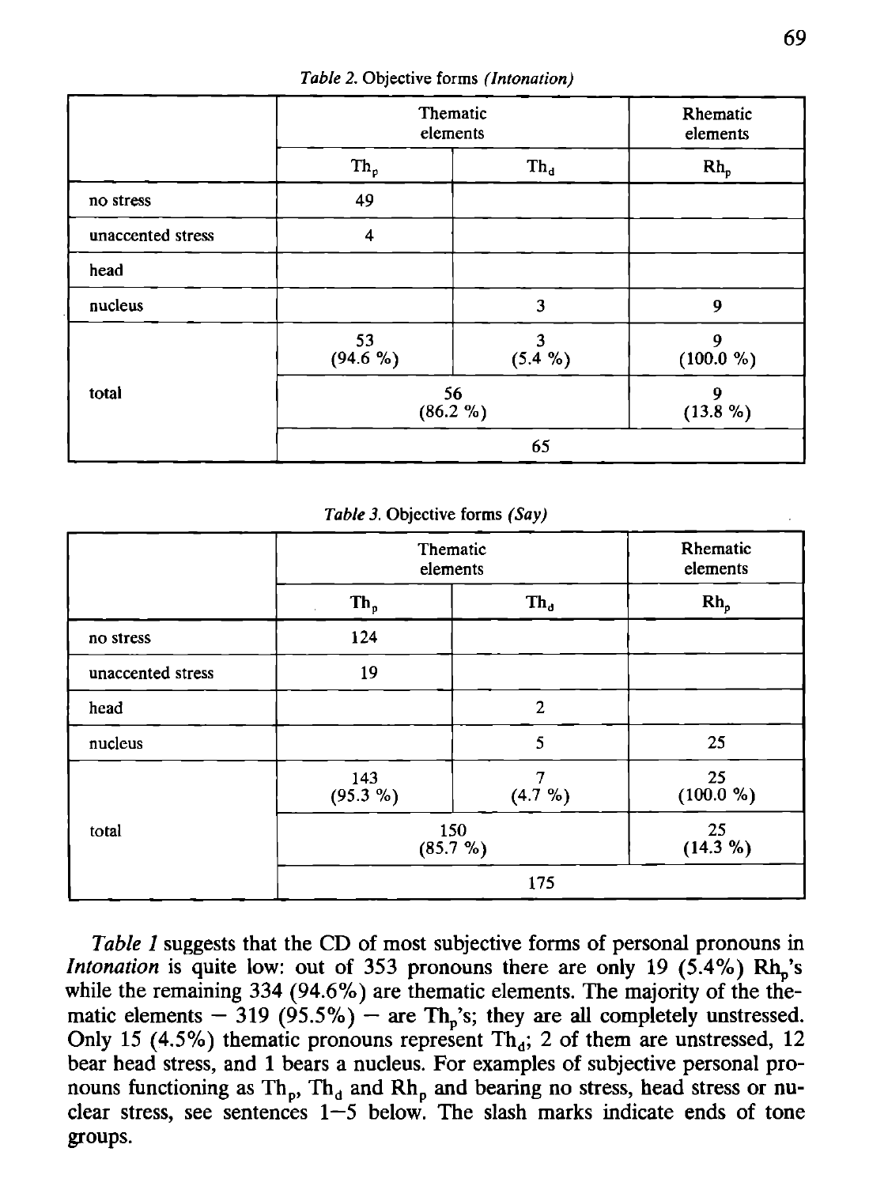*Table 2.* Objective forms *(Intonation)*

| | Thematic elements | | Rhematic elements |
|---|---|---|---|
| | $Th_p$ | $Th_d$ | $Rh_p$ |
| no stress | 49 | | |
| unaccented stress | 4 | | |
| head | | | |
| nucleus | | 3 | 9 |
| total | 53 (94.6 %) | 3 (5.4 %) | 9 (100.0 %) |
| | 56 (86.2 %) | | 9 (13.8 %) |
| | 65 | | |

*Table 3.* Objective forms *(Say)*

| | Thematic elements | | Rhematic elements |
|---|---|---|---|
| | $Th_p$ | $Th_d$ | $Rh_p$ |
| no stress | 124 | | |
| unaccented stress | 19 | | |
| head | | 2 | |
| nucleus | | 5 | 25 |
| total | 143 (95.3 %) | 7 (4.7 %) | 25 (100.0 %) |
| | 150 (85.7 %) | | 25 (14.3 %) |
| | 175 | | |

*Table 1* suggests that the CD of most subjective forms of personal pronouns in *Intonation* is quite low: out of 353 pronouns there are only 19 (5.4%) $Rh_p$'s while the remaining 334 (94.6%) are thematic elements. The majority of the thematic elements — 319 (95.5%) — are $Th_p$'s; they are all completely unstressed. Only 15 (4.5%) thematic pronouns represent $Th_d$; 2 of them are unstressed, 12 bear head stress, and 1 bears a nucleus. For examples of subjective personal pronouns functioning as $Th_p$, $Th_d$ and $Rh_p$ and bearing no stress, head stress or nuclear stress, see sentences 1—5 below. The slash marks indicate ends of tone groups.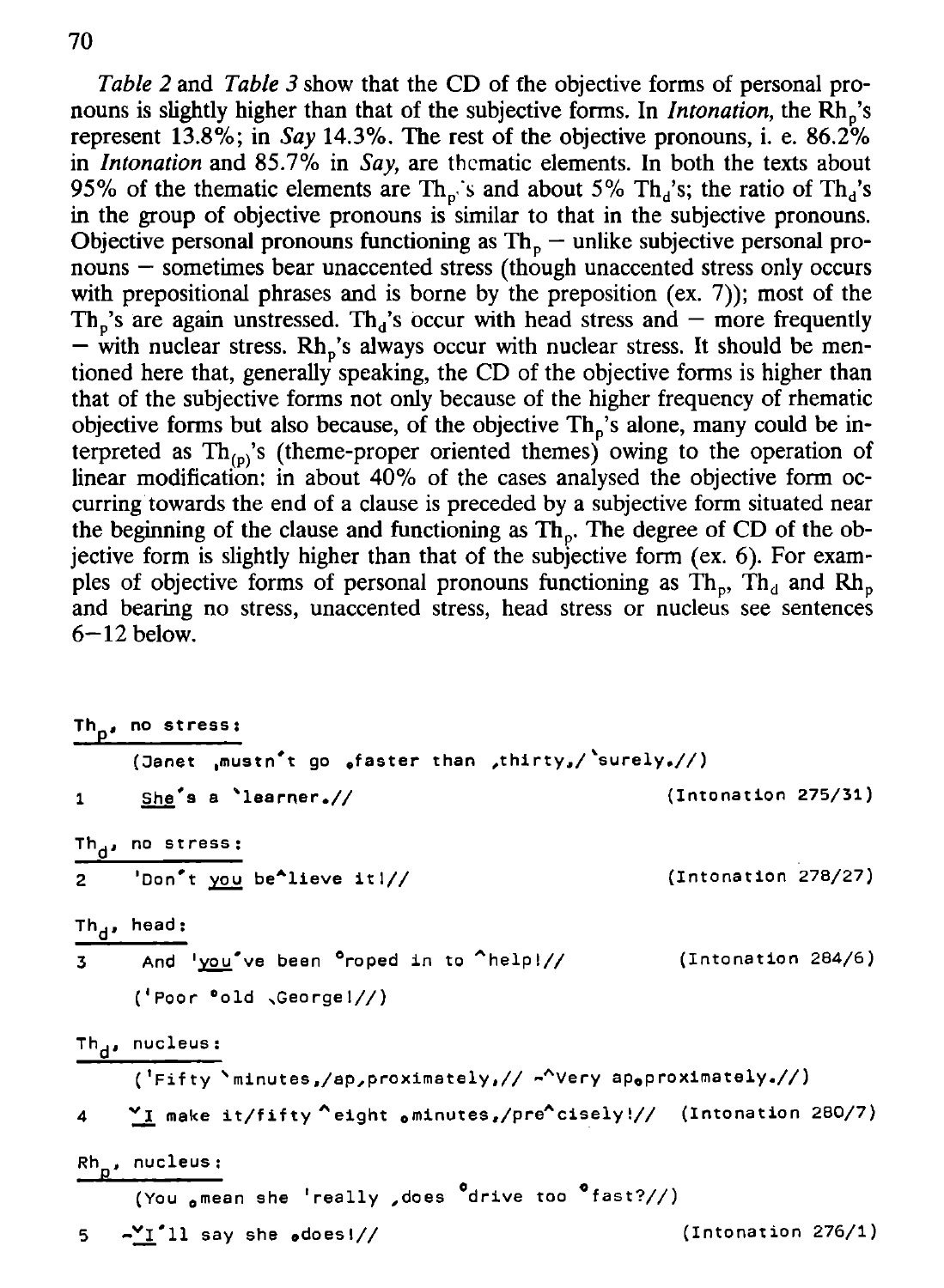*Table 2* and *Table 3* show that the CD of the objective forms of personal pronouns is slightly higher than that of the subjective forms. In *Intonation*, the $Rh_p$'s represent 13.8%; in *Say* 14.3%. The rest of the objective pronouns, i. e. 86.2% in *Intonation* and 85.7% in *Say*, are thematic elements. In both the texts about 95% of the thematic elements are $Th_p$'s and about 5% $Th_d$'s; the ratio of $Th_d$'s in the group of objective pronouns is similar to that in the subjective pronouns. Objective personal pronouns functioning as $Th_p$ — unlike subjective personal pronouns — sometimes bear unaccented stress (though unaccented stress only occurs with prepositional phrases and is borne by the preposition (ex. 7)); most of the $Th_p$'s are again unstressed. $Th_d$'s occur with head stress and — more frequently — with nuclear stress. $Rh_p$'s always occur with nuclear stress. It should be mentioned here that, generally speaking, the CD of the objective forms is higher than that of the subjective forms not only because of the higher frequency of rhematic objective forms but also because, of the objective $Th_p$'s alone, many could be interpreted as $Th_{(p)}$'s (theme-proper oriented themes) owing to the operation of linear modification: in about 40% of the cases analysed the objective form occurring towards the end of a clause is preceded by a subjective form situated near the beginning of the clause and functioning as $Th_p$. The degree of CD of the objective form is slightly higher than that of the subjective form (ex. 6). For examples of objective forms of personal pronouns functioning as $Th_p$, $Th_d$ and $Rh_p$ and bearing no stress, unaccented stress, head stress or nucleus see sentences 6—12 below.

<u>$Th_p$, no stress:</u>

(Janet ˌmustn't go ˳faster than ˏthirty,/ˋsurely.//)

1 <u>She</u>'s a ˋlearner.// (Intonation 275/31)

<u>$Th_d$, no stress:</u>

2 'Don't <u>you</u> be^lieve it!// (Intonation 278/27)

<u>$Th_d$, head:</u>

3 And '<u>you</u>'ve been °roped in to ^help!// (Intonation 284/6)

('Poor °old ˎGeorge!//)

<u>$Th_d$, nucleus:</u>

('Fifty ˋminutes,/apˏproximately,// -^Very ap˳proximately.//)

4 ˇ<u>I</u> make it/fifty ^eight ˳minutes,/pre^cisely!// (Intonation 280/7)

<u>$Rh_p$, nucleus:</u>

(You ˳mean she 'really ˏdoes °drive too °fast?//)

5 -ˇ<u>I</u>'ll say she ˳does!// (Intonation 276/1)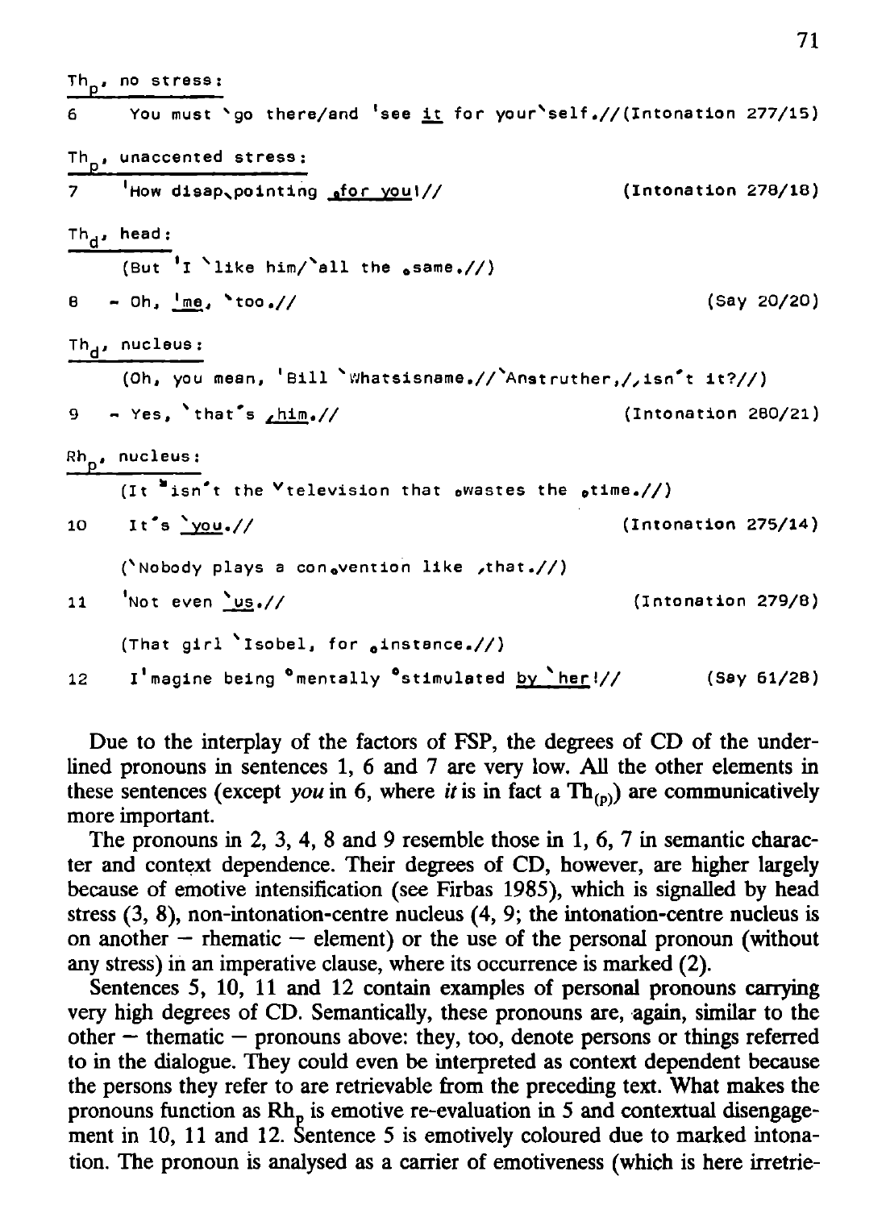$Th_p$, no stress:

6 You must `go there/and 'see <u>it</u> for your`self.//(Intonation 277/15)

$Th_p$, unaccented stress:

7 'How disap͵pointing <u>ₒfor you</u>!// (Intonation 278/18)

$Th_d$, head:

(But 'I `like him/`all the ₒsame.//)

8 – Oh, <u>'me</u>, `too.// (Say 20/20)

$Th_d$, nucleus:

(Oh, you mean, 'Bill `Whatsisname.//`Anstruther,/,isn't it?//)

9 – Yes, `that's <u>͵him</u>.// (Intonation 280/21)

$Rh_p$, nucleus:

(It "isn't the ˇtelevision that ₒwastes the ₒtime.//)

10 It's <u>`you</u>.// (Intonation 275/14)

(`Nobody plays a conₒvention like ,that.//)

11 'Not even <u>`us</u>.// (Intonation 279/8)

(That girl `Isobel, for ₒinstance.//)

12 I'magine being °mentally °stimulated <u>by `her</u>!// (Say 61/28)

Due to the interplay of the factors of FSP, the degrees of CD of the underlined pronouns in sentences 1, 6 and 7 are very low. All the other elements in these sentences (except *you* in 6, where *it* is in fact a $Th_{(p)}$) are communicatively more important.

The pronouns in 2, 3, 4, 8 and 9 resemble those in 1, 6, 7 in semantic character and context dependence. Their degrees of CD, however, are higher largely because of emotive intensification (see Firbas 1985), which is signalled by head stress (3, 8), non-intonation-centre nucleus (4, 9; the intonation-centre nucleus is on another – rhematic – element) or the use of the personal pronoun (without any stress) in an imperative clause, where its occurrence is marked (2).

Sentences 5, 10, 11 and 12 contain examples of personal pronouns carrying very high degrees of CD. Semantically, these pronouns are, again, similar to the other – thematic – pronouns above: they, too, denote persons or things referred to in the dialogue. They could even be interpreted as context dependent because the persons they refer to are retrievable from the preceding text. What makes the pronouns function as $Rh_p$ is emotive re-evaluation in 5 and contextual disengagement in 10, 11 and 12. Sentence 5 is emotively coloured due to marked intonation. The pronoun is analysed as a carrier of emotiveness (which is here irretrie-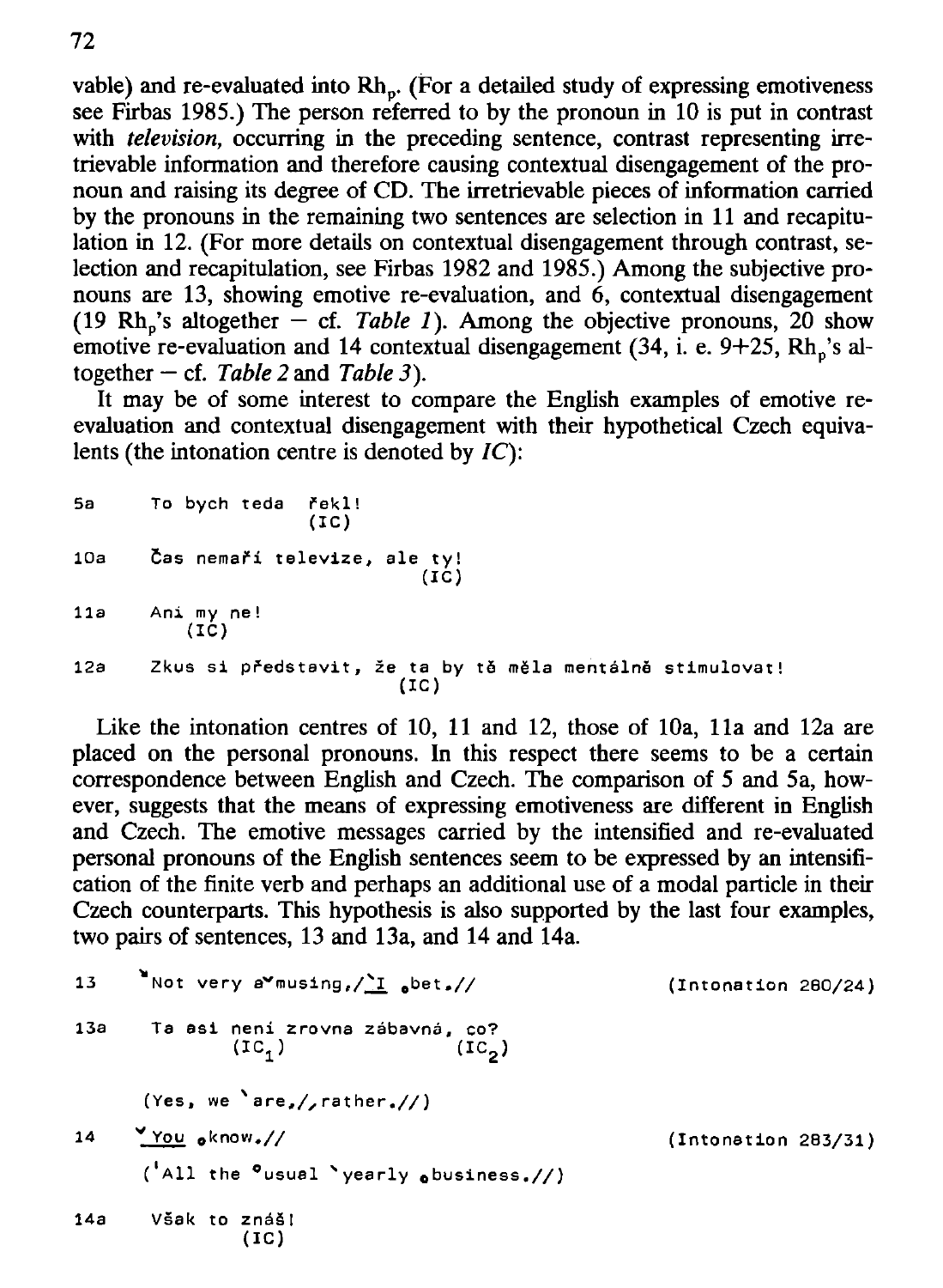vable) and re-evaluated into $Rh_p$. (For a detailed study of expressing emotiveness see Firbas 1985.) The person referred to by the pronoun in 10 is put in contrast with *television*, occurring in the preceding sentence, contrast representing irretrievable information and therefore causing contextual disengagement of the pronoun and raising its degree of CD. The irretrievable pieces of information carried by the pronouns in the remaining two sentences are selection in 11 and recapitulation in 12. (For more details on contextual disengagement through contrast, selection and recapitulation, see Firbas 1982 and 1985.) Among the subjective pronouns are 13, showing emotive re-evaluation, and 6, contextual disengagement (19 $Rh_p$'s altogether – cf. *Table 1*). Among the objective pronouns, 20 show emotive re-evaluation and 14 contextual disengagement (34, i. e. 9+25, $Rh_p$'s altogether – cf. *Table 2* and *Table 3*).

It may be of some interest to compare the English examples of emotive re-evaluation and contextual disengagement with their hypothetical Czech equivalents (the intonation centre is denoted by *IC*):

```
5a     To bych teda  řekl!
                     (IC)

10a    Čas nemaří televize, ale ty!
                                (IC)

11a    Ani my ne!
           (IC)

12a    Zkus si představit, že ta by tě měla mentálně stimulovat!
                                (IC)
```

Like the intonation centres of 10, 11 and 12, those of 10a, 11a and 12a are placed on the personal pronouns. In this respect there seems to be a certain correspondence between English and Czech. The comparison of 5 and 5a, however, suggests that the means of expressing emotiveness are different in English and Czech. The emotive messages carried by the intensified and re-evaluated personal pronouns of the English sentences seem to be expressed by an intensification of the finite verb and perhaps an additional use of a modal particle in their Czech counterparts. This hypothesis is also supported by the last four examples, two pairs of sentences, 13 and 13a, and 14 and 14a.

```
13     ˇNot very aˇmusing,/`I ˌbet.//                    (Intonation 280/24)

13a    Ta asi není zrovna zábavná, co?
              (IC1)               (IC2)

       (Yes, we `are,/,rather.//)

14     ˇYou ˌknow.//                                      (Intonation 283/31)

       ('All the °usual `yearly ˌbusiness.//)

14a    Však to znáš!
               (IC)
```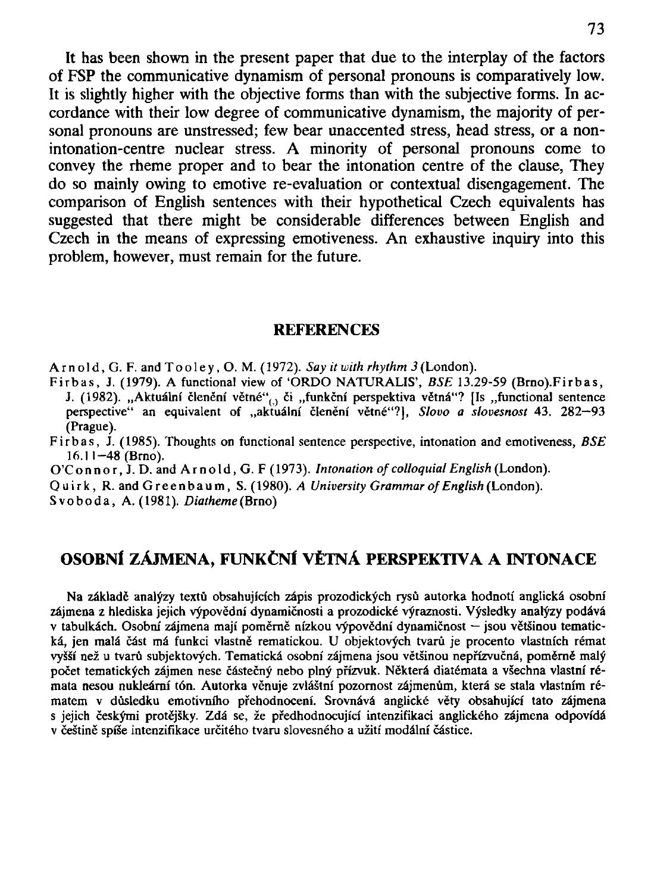It has been shown in the present paper that due to the interplay of the factors of FSP the communicative dynamism of personal pronouns is comparatively low. It is slightly higher with the objective forms than with the subjective forms. In accordance with their low degree of communicative dynamism, the majority of personal pronouns are unstressed; few bear unaccented stress, head stress, or a non-intonation-centre nuclear stress. A minority of personal pronouns come to convey the rheme proper and to bear the intonation centre of the clause, They do so mainly owing to emotive re-evaluation or contextual disengagement. The comparison of English sentences with their hypothetical Czech equivalents has suggested that there might be considerable differences between English and Czech in the means of expressing emotiveness. An exhaustive inquiry into this problem, however, must remain for the future.

## REFERENCES

Arnold, G. F. and Tooley, O. M. (1972). *Say it with rhythm 3* (London).

Firbas, J. (1979). A functional view of 'ORDO NATURALIS', *BSE* 13.29-59 (Brno).Firbas, J. (1982). „Aktuální členění větné"(,) či „funkční perspektiva větná"? [Is „functional sentence perspective" an equivalent of „aktuální členění větné"?], *Slovo a slovesnost* 43. 282–93 (Prague).

Firbas, J. (1985). Thoughts on functional sentence perspective, intonation and emotiveness, *BSE* 16.11–48 (Brno).

O'Connor, J. D. and Arnold, G. F (1973). *Intonation of colloquial English* (London).

Quirk, R. and Greenbaum, S. (1980). *A University Grammar of English* (London).

Svoboda, A. (1981). *Diatheme* (Brno)

## OSOBNÍ ZÁJMENA, FUNKČNÍ VĚTNÁ PERSPEKTIVA A INTONACE

Na základě analýzy textů obsahujících zápis prozodických rysů autorka hodnotí anglická osobní zájmena z hlediska jejich výpovědní dynamičnosti a prozodické výraznosti. Výsledky analýzy podává v tabulkách. Osobní zájmena mají poměrně nízkou výpovědní dynamičnost – jsou většinou tematická, jen malá část má funkci vlastně rematickou. U objektových tvarů je procento vlastních rémat vyšší než u tvarů subjektových. Tematická osobní zájmena jsou většinou nepřízvučná, poměrně malý počet tematických zájmen nese částečný nebo plný přízvuk. Některá diatémata a všechna vlastní rémata nesou nukleární tón. Autorka věnuje zvláštní pozornost zájmenům, která se stala vlastním rématem v důsledku emotivního přehodnocení. Srovnává anglické věty obsahující tato zájmena s jejich českými protějšky. Zdá se, že předhodnocující intenzifikaci anglického zájmena odpovídá v češtině spíše intenzifikace určitého tvaru slovesného a užití modální částice.